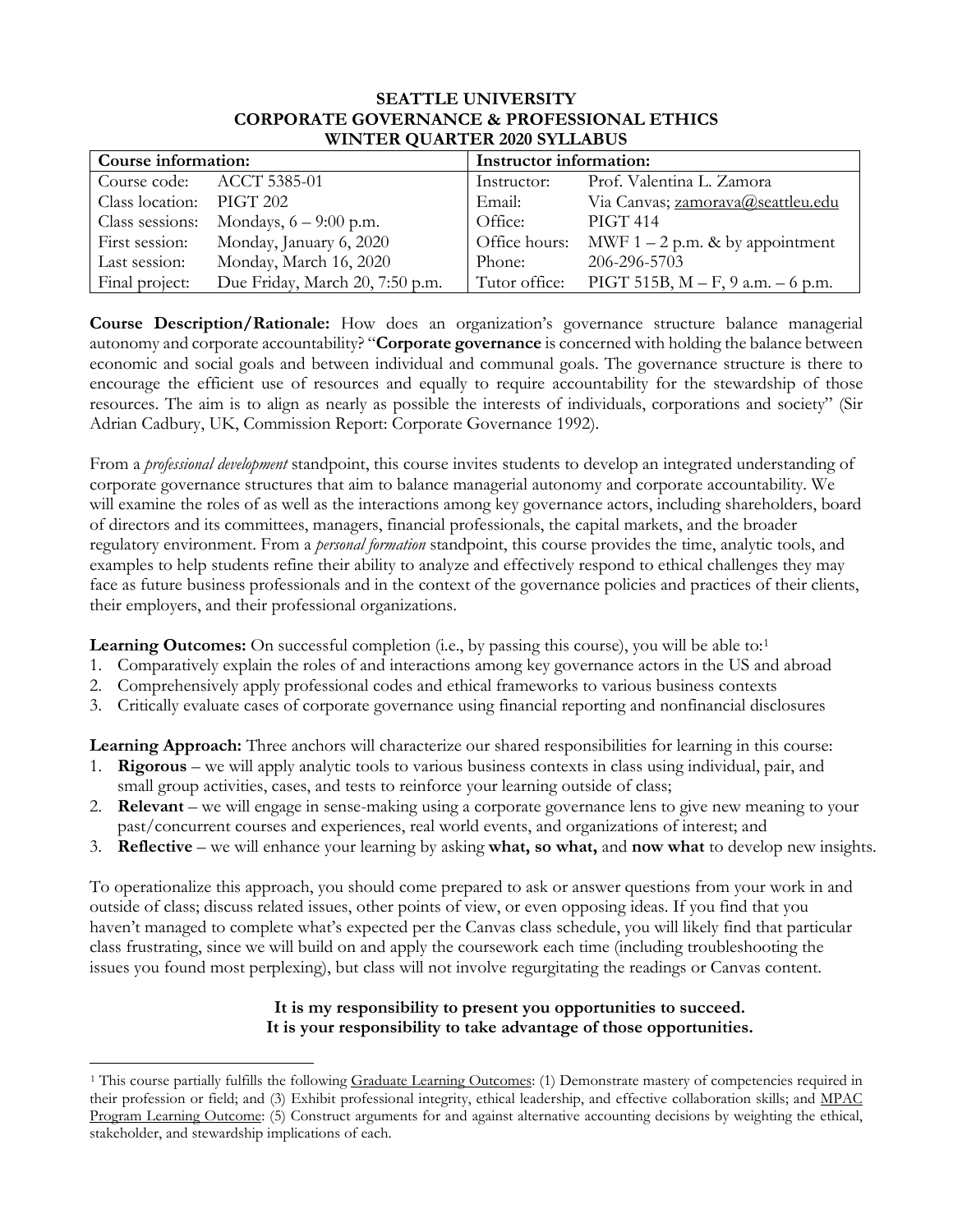# SEATTLE UNIVERSITY
## CORPORATE GOVERNANCE & PROFESSIONAL ETHICS
## WINTER QUARTER 2020 SYLLABUS

| Course information: | | Instructor information: | |
|---|---|---|---|
| Course code: | ACCT 5385-01 | Instructor: | Prof. Valentina L. Zamora |
| Class location: | PIGT 202 | Email: | Via Canvas; zamorava@seattleu.edu |
| Class sessions: | Mondays, 6 – 9:00 p.m. | Office: | PIGT 414 |
| First session: | Monday, January 6, 2020 | Office hours: | MWF 1 – 2 p.m. & by appointment |
| Last session: | Monday, March 16, 2020 | Phone: | 206-296-5703 |
| Final project: | Due Friday, March 20, 7:50 p.m. | Tutor office: | PIGT 515B, M – F, 9 a.m. – 6 p.m. |

**Course Description/Rationale:** How does an organization's governance structure balance managerial autonomy and corporate accountability? "**Corporate governance** is concerned with holding the balance between economic and social goals and between individual and communal goals. The governance structure is there to encourage the efficient use of resources and equally to require accountability for the stewardship of those resources. The aim is to align as nearly as possible the interests of individuals, corporations and society" (Sir Adrian Cadbury, UK, Commission Report: Corporate Governance 1992).

From a *professional development* standpoint, this course invites students to develop an integrated understanding of corporate governance structures that aim to balance managerial autonomy and corporate accountability. We will examine the roles of as well as the interactions among key governance actors, including shareholders, board of directors and its committees, managers, financial professionals, the capital markets, and the broader regulatory environment. From a *personal formation* standpoint, this course provides the time, analytic tools, and examples to help students refine their ability to analyze and effectively respond to ethical challenges they may face as future business professionals and in the context of the governance policies and practices of their clients, their employers, and their professional organizations.

**Learning Outcomes:** On successful completion (i.e., by passing this course), you will be able to:[1]

1. Comparatively explain the roles of and interactions among key governance actors in the US and abroad
2. Comprehensively apply professional codes and ethical frameworks to various business contexts
3. Critically evaluate cases of corporate governance using financial reporting and nonfinancial disclosures

**Learning Approach:** Three anchors will characterize our shared responsibilities for learning in this course:

1. **Rigorous** – we will apply analytic tools to various business contexts in class using individual, pair, and small group activities, cases, and tests to reinforce your learning outside of class;
2. **Relevant** – we will engage in sense-making using a corporate governance lens to give new meaning to your past/concurrent courses and experiences, real world events, and organizations of interest; and
3. **Reflective** – we will enhance your learning by asking **what, so what,** and **now what** to develop new insights.

To operationalize this approach, you should come prepared to ask or answer questions from your work in and outside of class; discuss related issues, other points of view, or even opposing ideas. If you find that you haven't managed to complete what's expected per the Canvas class schedule, you will likely find that particular class frustrating, since we will build on and apply the coursework each time (including troubleshooting the issues you found most perplexing), but class will not involve regurgitating the readings or Canvas content.

**It is my responsibility to present you opportunities to succeed.**
**It is your responsibility to take advantage of those opportunities.**

---

[1] This course partially fulfills the following Graduate Learning Outcomes: (1) Demonstrate mastery of competencies required in their profession or field; and (3) Exhibit professional integrity, ethical leadership, and effective collaboration skills; and MPAC Program Learning Outcome: (5) Construct arguments for and against alternative accounting decisions by weighting the ethical, stakeholder, and stewardship implications of each.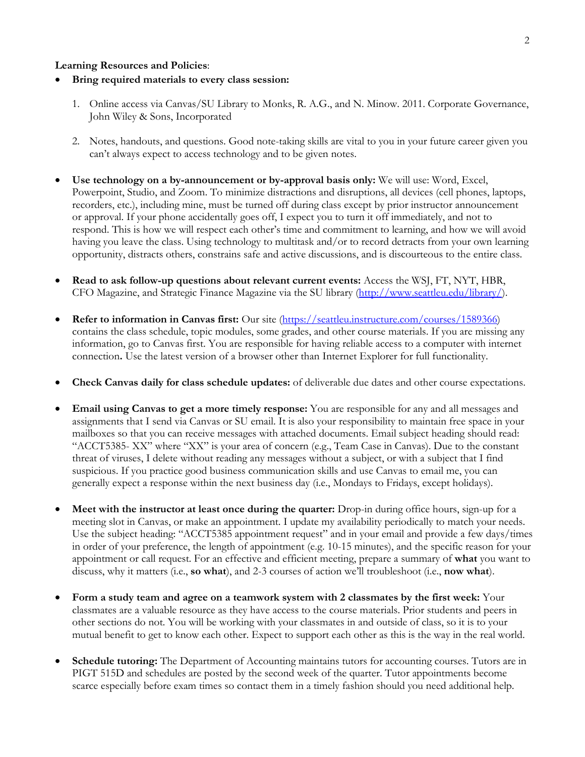**Learning Resources and Policies**:

- **Bring required materials to every class session:**

  1. Online access via Canvas/SU Library to Monks, R. A.G., and N. Minow. 2011. Corporate Governance, John Wiley & Sons, Incorporated

  2. Notes, handouts, and questions. Good note-taking skills are vital to you in your future career given you can't always expect to access technology and to be given notes.

- **Use technology on a by-announcement or by-approval basis only:** We will use: Word, Excel, Powerpoint, Studio, and Zoom. To minimize distractions and disruptions, all devices (cell phones, laptops, recorders, etc.), including mine, must be turned off during class except by prior instructor announcement or approval. If your phone accidentally goes off, I expect you to turn it off immediately, and not to respond. This is how we will respect each other's time and commitment to learning, and how we will avoid having you leave the class. Using technology to multitask and/or to record detracts from your own learning opportunity, distracts others, constrains safe and active discussions, and is discourteous to the entire class.

- **Read to ask follow-up questions about relevant current events:** Access the WSJ, FT, NYT, HBR, CFO Magazine, and Strategic Finance Magazine via the SU library (http://www.seattleu.edu/library/).

- **Refer to information in Canvas first:** Our site (https://seattleu.instructure.com/courses/1589366) contains the class schedule, topic modules, some grades, and other course materials. If you are missing any information, go to Canvas first. You are responsible for having reliable access to a computer with internet connection**.** Use the latest version of a browser other than Internet Explorer for full functionality.

- **Check Canvas daily for class schedule updates:** of deliverable due dates and other course expectations.

- **Email using Canvas to get a more timely response:** You are responsible for any and all messages and assignments that I send via Canvas or SU email. It is also your responsibility to maintain free space in your mailboxes so that you can receive messages with attached documents. Email subject heading should read: "ACCT5385- XX" where "XX" is your area of concern (e.g., Team Case in Canvas). Due to the constant threat of viruses, I delete without reading any messages without a subject, or with a subject that I find suspicious. If you practice good business communication skills and use Canvas to email me, you can generally expect a response within the next business day (i.e., Mondays to Fridays, except holidays).

- **Meet with the instructor at least once during the quarter:** Drop-in during office hours, sign-up for a meeting slot in Canvas, or make an appointment. I update my availability periodically to match your needs. Use the subject heading: "ACCT5385 appointment request" and in your email and provide a few days/times in order of your preference, the length of appointment (e.g. 10-15 minutes), and the specific reason for your appointment or call request. For an effective and efficient meeting, prepare a summary of **what** you want to discuss, why it matters (i.e., **so what**), and 2-3 courses of action we'll troubleshoot (i.e., **now what**).

- **Form a study team and agree on a teamwork system with 2 classmates by the first week:** Your classmates are a valuable resource as they have access to the course materials. Prior students and peers in other sections do not. You will be working with your classmates in and outside of class, so it is to your mutual benefit to get to know each other. Expect to support each other as this is the way in the real world.

- **Schedule tutoring:** The Department of Accounting maintains tutors for accounting courses. Tutors are in PIGT 515D and schedules are posted by the second week of the quarter. Tutor appointments become scarce especially before exam times so contact them in a timely fashion should you need additional help.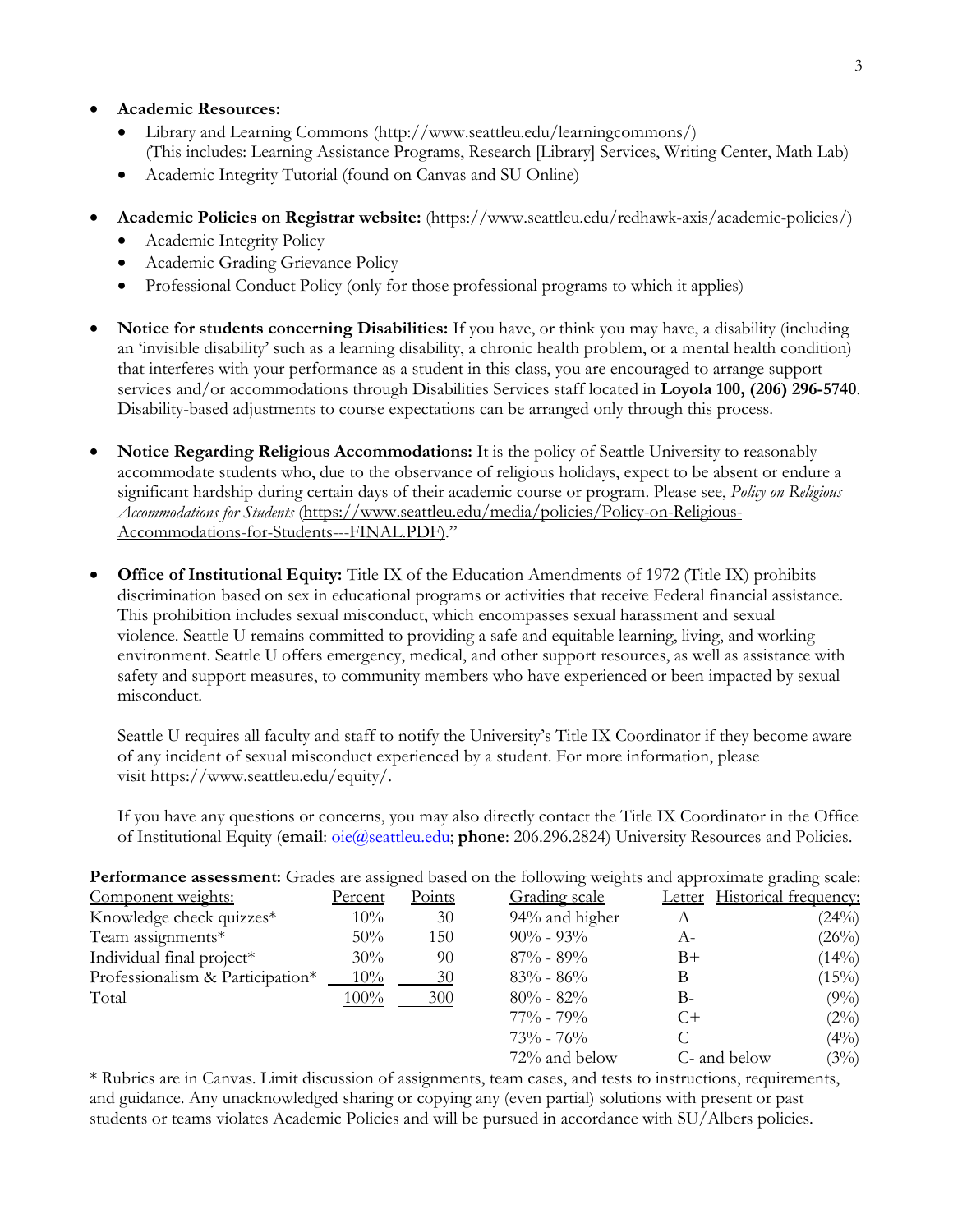- **Academic Resources:**
  - Library and Learning Commons (http://www.seattleu.edu/learningcommons/) (This includes: Learning Assistance Programs, Research [Library] Services, Writing Center, Math Lab)
  - Academic Integrity Tutorial (found on Canvas and SU Online)

- **Academic Policies on Registrar website:** (https://www.seattleu.edu/redhawk-axis/academic-policies/)
  - Academic Integrity Policy
  - Academic Grading Grievance Policy
  - Professional Conduct Policy (only for those professional programs to which it applies)

- **Notice for students concerning Disabilities:** If you have, or think you may have, a disability (including an 'invisible disability' such as a learning disability, a chronic health problem, or a mental health condition) that interferes with your performance as a student in this class, you are encouraged to arrange support services and/or accommodations through Disabilities Services staff located in **Loyola 100, (206) 296-5740**. Disability-based adjustments to course expectations can be arranged only through this process.

- **Notice Regarding Religious Accommodations:** It is the policy of Seattle University to reasonably accommodate students who, due to the observance of religious holidays, expect to be absent or endure a significant hardship during certain days of their academic course or program. Please see, *Policy on Religious Accommodations for Students* (https://www.seattleu.edu/media/policies/Policy-on-Religious-Accommodations-for-Students---FINAL.PDF)."

- **Office of Institutional Equity:** Title IX of the Education Amendments of 1972 (Title IX) prohibits discrimination based on sex in educational programs or activities that receive Federal financial assistance. This prohibition includes sexual misconduct, which encompasses sexual harassment and sexual violence. Seattle U remains committed to providing a safe and equitable learning, living, and working environment. Seattle U offers emergency, medical, and other support resources, as well as assistance with safety and support measures, to community members who have experienced or been impacted by sexual misconduct.

  Seattle U requires all faculty and staff to notify the University's Title IX Coordinator if they become aware of any incident of sexual misconduct experienced by a student. For more information, please visit https://www.seattleu.edu/equity/.

  If you have any questions or concerns, you may also directly contact the Title IX Coordinator in the Office of Institutional Equity (**email**: oie@seattleu.edu; **phone**: 206.296.2824) University Resources and Policies.

**Performance assessment:** Grades are assigned based on the following weights and approximate grading scale:

| Component weights: | Percent | Points | Grading scale | Letter | Historical frequency: |
|---|---|---|---|---|---|
| Knowledge check quizzes* | 10% | 30 | 94% and higher | A | (24%) |
| Team assignments* | 50% | 150 | 90% - 93% | A- | (26%) |
| Individual final project* | 30% | 90 | 87% - 89% | B+ | (14%) |
| Professionalism & Participation* | 10% | 30 | 83% - 86% | B | (15%) |
| Total | 100% | 300 | 80% - 82% | B- | (9%) |
| | | | 77% - 79% | C+ | (2%) |
| | | | 73% - 76% | C | (4%) |
| | | | 72% and below | C- and below | (3%) |

\* Rubrics are in Canvas. Limit discussion of assignments, team cases, and tests to instructions, requirements, and guidance. Any unacknowledged sharing or copying any (even partial) solutions with present or past students or teams violates Academic Policies and will be pursued in accordance with SU/Albers policies.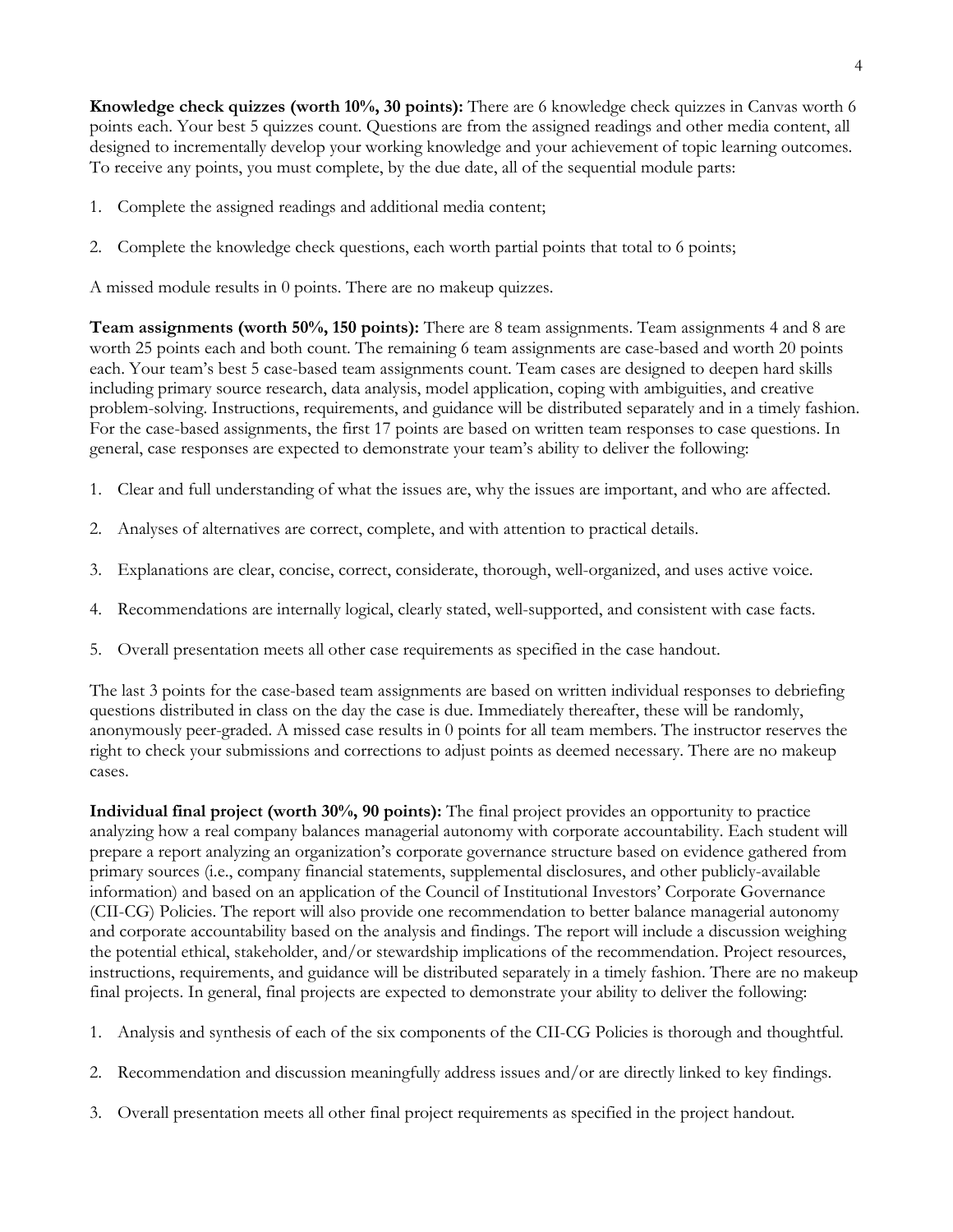**Knowledge check quizzes (worth 10%, 30 points):** There are 6 knowledge check quizzes in Canvas worth 6 points each. Your best 5 quizzes count. Questions are from the assigned readings and other media content, all designed to incrementally develop your working knowledge and your achievement of topic learning outcomes. To receive any points, you must complete, by the due date, all of the sequential module parts:

1. Complete the assigned readings and additional media content;

2. Complete the knowledge check questions, each worth partial points that total to 6 points;

A missed module results in 0 points. There are no makeup quizzes.

**Team assignments (worth 50%, 150 points):** There are 8 team assignments. Team assignments 4 and 8 are worth 25 points each and both count. The remaining 6 team assignments are case-based and worth 20 points each. Your team's best 5 case-based team assignments count. Team cases are designed to deepen hard skills including primary source research, data analysis, model application, coping with ambiguities, and creative problem-solving. Instructions, requirements, and guidance will be distributed separately and in a timely fashion. For the case-based assignments, the first 17 points are based on written team responses to case questions. In general, case responses are expected to demonstrate your team's ability to deliver the following:

1. Clear and full understanding of what the issues are, why the issues are important, and who are affected.

2. Analyses of alternatives are correct, complete, and with attention to practical details.

3. Explanations are clear, concise, correct, considerate, thorough, well-organized, and uses active voice.

4. Recommendations are internally logical, clearly stated, well-supported, and consistent with case facts.

5. Overall presentation meets all other case requirements as specified in the case handout.

The last 3 points for the case-based team assignments are based on written individual responses to debriefing questions distributed in class on the day the case is due. Immediately thereafter, these will be randomly, anonymously peer-graded. A missed case results in 0 points for all team members. The instructor reserves the right to check your submissions and corrections to adjust points as deemed necessary. There are no makeup cases.

**Individual final project (worth 30%, 90 points):** The final project provides an opportunity to practice analyzing how a real company balances managerial autonomy with corporate accountability. Each student will prepare a report analyzing an organization's corporate governance structure based on evidence gathered from primary sources (i.e., company financial statements, supplemental disclosures, and other publicly-available information) and based on an application of the Council of Institutional Investors' Corporate Governance (CII-CG) Policies. The report will also provide one recommendation to better balance managerial autonomy and corporate accountability based on the analysis and findings. The report will include a discussion weighing the potential ethical, stakeholder, and/or stewardship implications of the recommendation. Project resources, instructions, requirements, and guidance will be distributed separately in a timely fashion. There are no makeup final projects. In general, final projects are expected to demonstrate your ability to deliver the following:

1. Analysis and synthesis of each of the six components of the CII-CG Policies is thorough and thoughtful.

2. Recommendation and discussion meaningfully address issues and/or are directly linked to key findings.

3. Overall presentation meets all other final project requirements as specified in the project handout.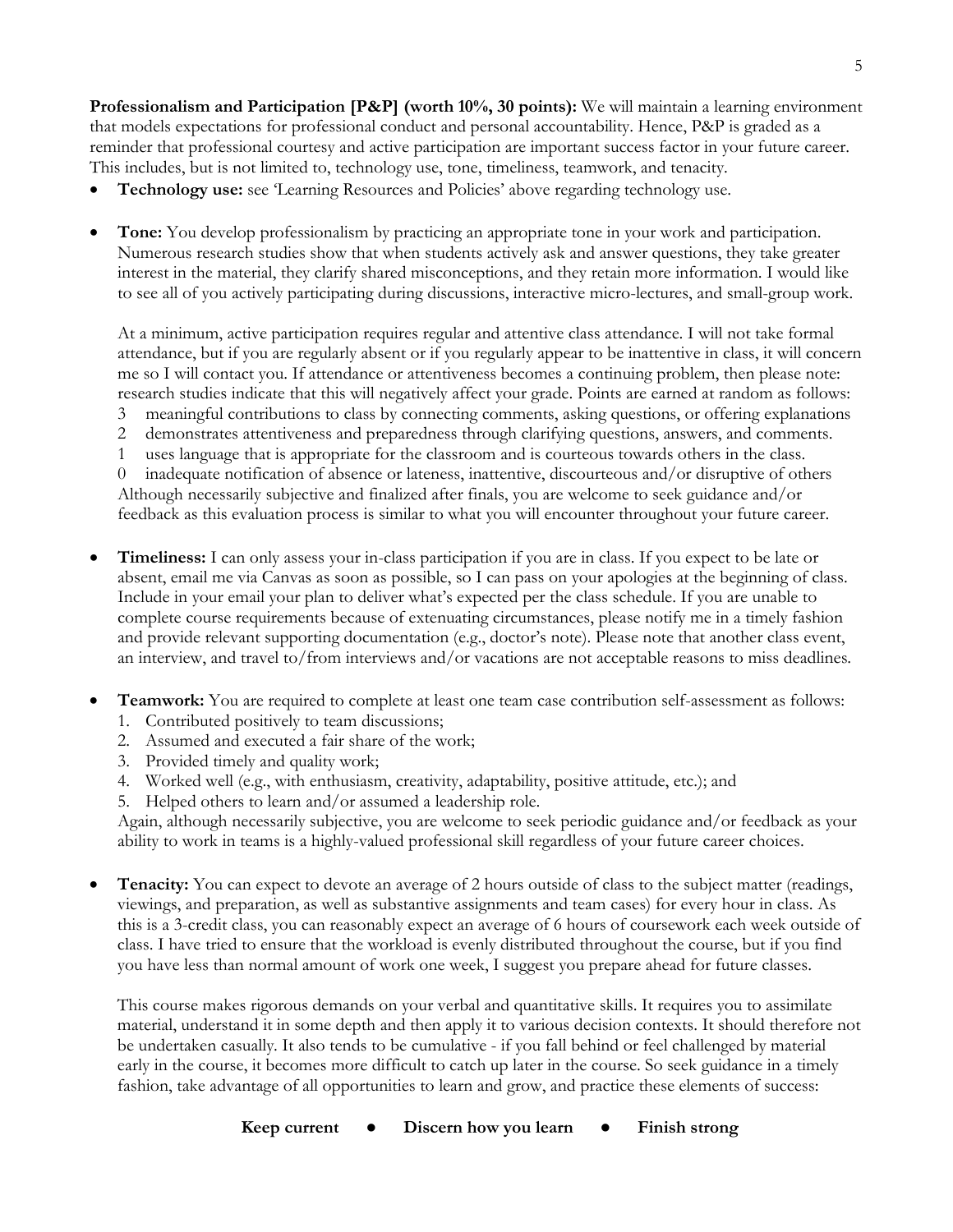**Professionalism and Participation [P&P] (worth 10%, 30 points):** We will maintain a learning environment that models expectations for professional conduct and personal accountability. Hence, P&P is graded as a reminder that professional courtesy and active participation are important success factor in your future career. This includes, but is not limited to, technology use, tone, timeliness, teamwork, and tenacity.

- **Technology use:** see 'Learning Resources and Policies' above regarding technology use.

- **Tone:** You develop professionalism by practicing an appropriate tone in your work and participation. Numerous research studies show that when students actively ask and answer questions, they take greater interest in the material, they clarify shared misconceptions, and they retain more information. I would like to see all of you actively participating during discussions, interactive micro-lectures, and small-group work.

  At a minimum, active participation requires regular and attentive class attendance. I will not take formal attendance, but if you are regularly absent or if you regularly appear to be inattentive in class, it will concern me so I will contact you. If attendance or attentiveness becomes a continuing problem, then please note: research studies indicate that this will negatively affect your grade. Points are earned at random as follows:
  3 meaningful contributions to class by connecting comments, asking questions, or offering explanations
  2 demonstrates attentiveness and preparedness through clarifying questions, answers, and comments.
  1 uses language that is appropriate for the classroom and is courteous towards others in the class.
  0 inadequate notification of absence or lateness, inattentive, discourteous and/or disruptive of others
  Although necessarily subjective and finalized after finals, you are welcome to seek guidance and/or feedback as this evaluation process is similar to what you will encounter throughout your future career.

- **Timeliness:** I can only assess your in-class participation if you are in class. If you expect to be late or absent, email me via Canvas as soon as possible, so I can pass on your apologies at the beginning of class. Include in your email your plan to deliver what's expected per the class schedule. If you are unable to complete course requirements because of extenuating circumstances, please notify me in a timely fashion and provide relevant supporting documentation (e.g., doctor's note). Please note that another class event, an interview, and travel to/from interviews and/or vacations are not acceptable reasons to miss deadlines.

- **Teamwork:** You are required to complete at least one team case contribution self-assessment as follows:
  1. Contributed positively to team discussions;
  2. Assumed and executed a fair share of the work;
  3. Provided timely and quality work;
  4. Worked well (e.g., with enthusiasm, creativity, adaptability, positive attitude, etc.); and
  5. Helped others to learn and/or assumed a leadership role.

  Again, although necessarily subjective, you are welcome to seek periodic guidance and/or feedback as your ability to work in teams is a highly-valued professional skill regardless of your future career choices.

- **Tenacity:** You can expect to devote an average of 2 hours outside of class to the subject matter (readings, viewings, and preparation, as well as substantive assignments and team cases) for every hour in class. As this is a 3-credit class, you can reasonably expect an average of 6 hours of coursework each week outside of class. I have tried to ensure that the workload is evenly distributed throughout the course, but if you find you have less than normal amount of work one week, I suggest you prepare ahead for future classes.

  This course makes rigorous demands on your verbal and quantitative skills. It requires you to assimilate material, understand it in some depth and then apply it to various decision contexts. It should therefore not be undertaken casually. It also tends to be cumulative - if you fall behind or feel challenged by material early in the course, it becomes more difficult to catch up later in the course. So seek guidance in a timely fashion, take advantage of all opportunities to learn and grow, and practice these elements of success:

**Keep current ● Discern how you learn ● Finish strong**